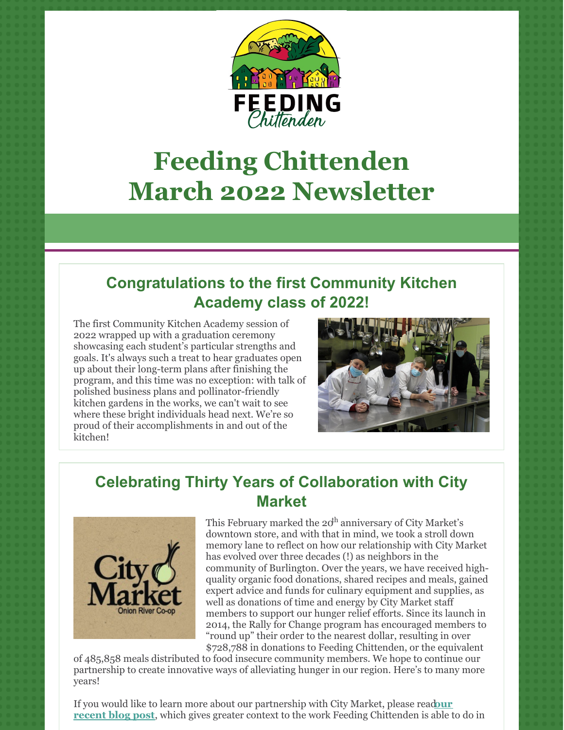# Feeding Chittenden March 2022 Newsletter

## Congratulations to the first Community Kitchen Academy class of 2022!

The first Community Kitchen Academy session of 2022 wrapped up with a graduation ceremony showcasing each student's particular strengths and goals. It's always such a treat to hear graduates open up about their long-term plans after finishing the program, and this time was no exception: with talk of polished business plans and pollinator-friendly kitchen gardens in the works, we can't wait to see where these bright individuals head next. We're so proud of their accomplishments in and out of the kitchen!

## Celebrating Thirty Years of Collaboration with City Market

This February marked the 20th anniversary of City Market's downtown store, and with that in mind, we took a stroll down memory lane to reflect on how our relationship with City Market has evolved over three decades (!) as neighbors in the community of Burlington. Over the years, we have received high-quality organic food donations, shared recipes and meals, gained expert advice and funds for culinary equipment and supplies, as well as donations of time and energy by City Market staff members to support our hunger relief efforts. Since its launch in 2014, the Rally for Change program has encouraged members to "round up" their order to the nearest dollar, resulting in over $728,788 in donations to Feeding Chittenden, or the equivalent of 485,858 meals distributed to food insecure community members. We hope to continue our partnership to create innovative ways of alleviating hunger in our region. Here's to many more years!

If you would like to learn more about our partnership with City Market, please read **our recent blog post**, which gives greater context to the work Feeding Chittenden is able to do in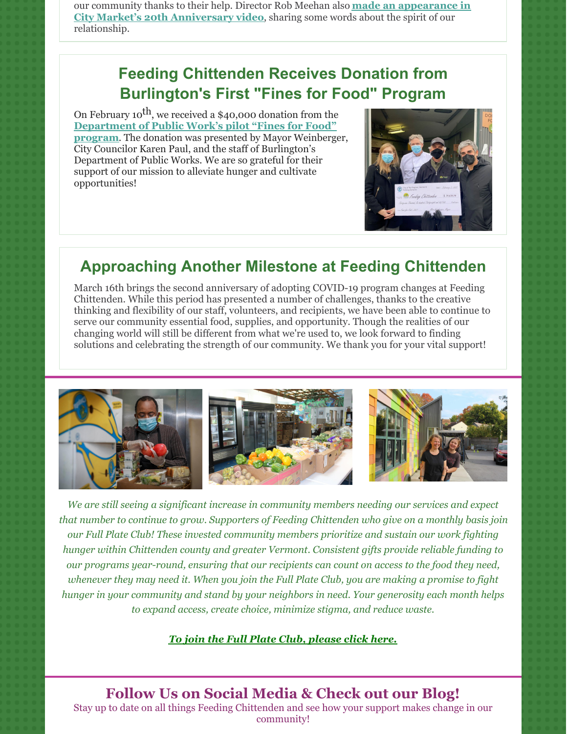our community thanks to their help. Director Rob Meehan also **made an appearance in City Market's 20th Anniversary video**, sharing some words about the spirit of our relationship.

## Feeding Chittenden Receives Donation from Burlington's First "Fines for Food" Program

On February 10th, we received a $40,000 donation from the **Department of Public Work's pilot "Fines for Food" program**. The donation was presented by Mayor Weinberger, City Councilor Karen Paul, and the staff of Burlington's Department of Public Works. We are so grateful for their support of our mission to alleviate hunger and cultivate opportunities!

## Approaching Another Milestone at Feeding Chittenden

March 16th brings the second anniversary of adopting COVID-19 program changes at Feeding Chittenden. While this period has presented a number of challenges, thanks to the creative thinking and flexibility of our staff, volunteers, and recipients, we have been able to continue to serve our community essential food, supplies, and opportunity. Though the realities of our changing world will still be different from what we're used to, we look forward to finding solutions and celebrating the strength of our community. We thank you for your vital support!

*We are still seeing a significant increase in community members needing our services and expect that number to continue to grow. Supporters of Feeding Chittenden who give on a monthly basis join our Full Plate Club! These invested community members prioritize and sustain our work fighting hunger within Chittenden county and greater Vermont. Consistent gifts provide reliable funding to our programs year-round, ensuring that our recipients can count on access to the food they need, whenever they may need it. When you join the Full Plate Club, you are making a promise to fight hunger in your community and stand by your neighbors in need. Your generosity each month helps to expand access, create choice, minimize stigma, and reduce waste.*

***To join the Full Plate Club, please click here.***

## Follow Us on Social Media & Check out our Blog!

Stay up to date on all things Feeding Chittenden and see how your support makes change in our community!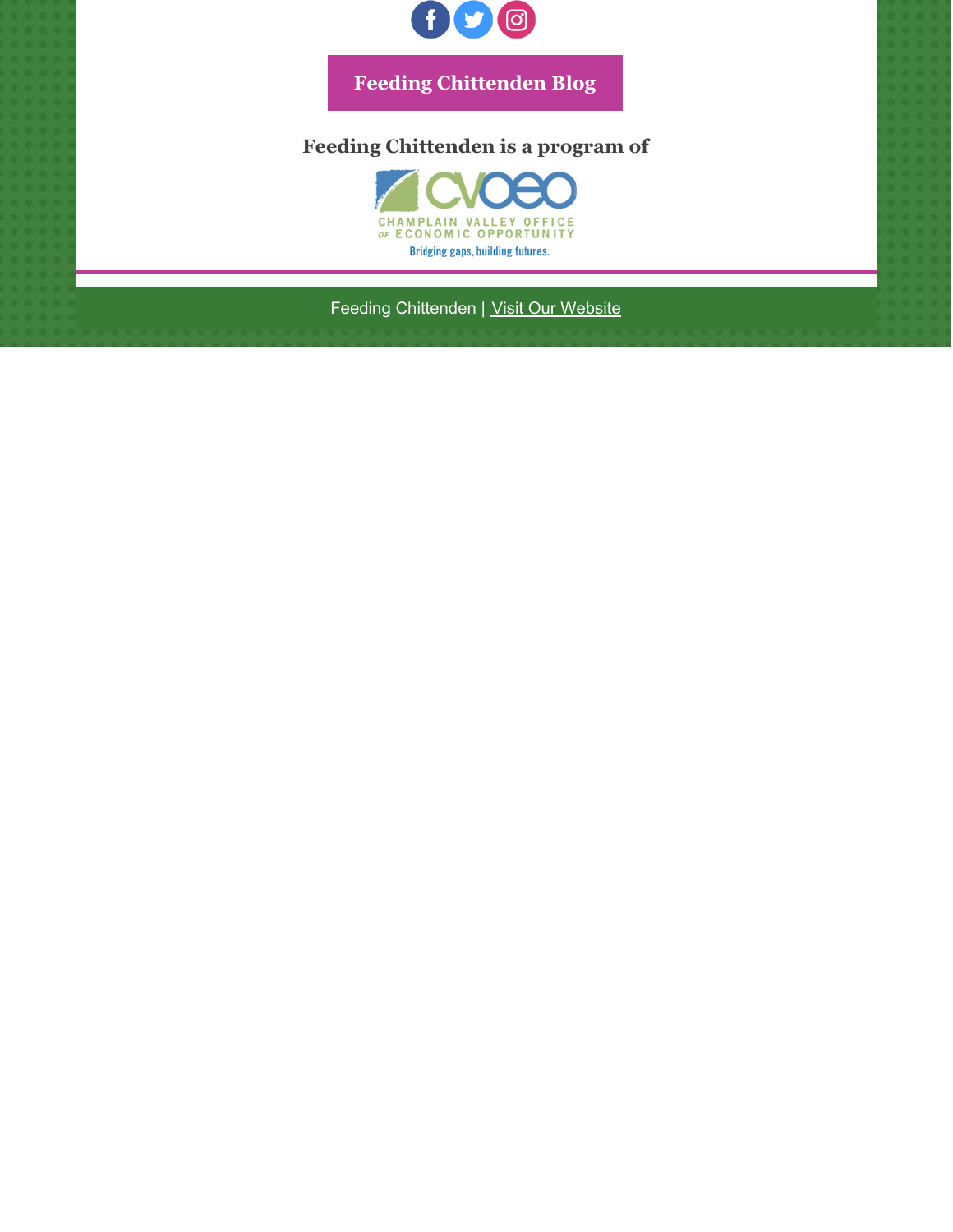**Feeding Chittenden Blog**

**Feeding Chittenden is a program of**

CHAMPLAIN VALLEY OFFICE OF ECONOMIC OPPORTUNITY

Bridging gaps, building futures.

Feeding Chittenden | Visit Our Website